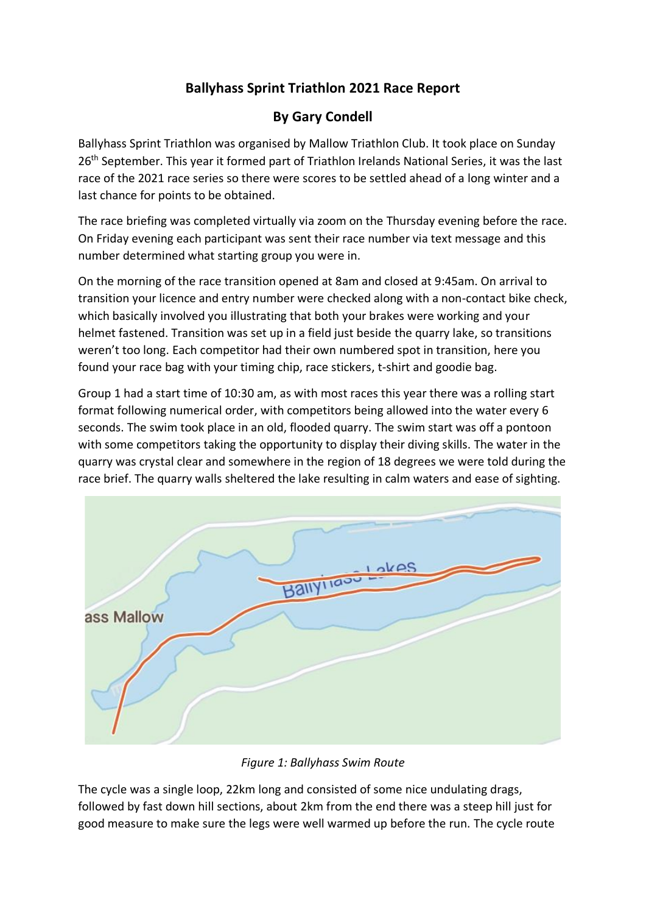# Ballyhass Sprint Triathlon 2021 Race Report

## By Gary Condell

Ballyhass Sprint Triathlon was organised by Mallow Triathlon Club. It took place on Sunday 26th September. This year it formed part of Triathlon Irelands National Series, it was the last race of the 2021 race series so there were scores to be settled ahead of a long winter and a last chance for points to be obtained.

The race briefing was completed virtually via zoom on the Thursday evening before the race. On Friday evening each participant was sent their race number via text message and this number determined what starting group you were in.

On the morning of the race transition opened at 8am and closed at 9:45am. On arrival to transition your licence and entry number were checked along with a non-contact bike check, which basically involved you illustrating that both your brakes were working and your helmet fastened. Transition was set up in a field just beside the quarry lake, so transitions weren't too long. Each competitor had their own numbered spot in transition, here you found your race bag with your timing chip, race stickers, t-shirt and goodie bag.

Group 1 had a start time of 10:30 am, as with most races this year there was a rolling start format following numerical order, with competitors being allowed into the water every 6 seconds. The swim took place in an old, flooded quarry. The swim start was off a pontoon with some competitors taking the opportunity to display their diving skills. The water in the quarry was crystal clear and somewhere in the region of 18 degrees we were told during the race brief. The quarry walls sheltered the lake resulting in calm waters and ease of sighting.

*Figure 1: Ballyhass Swim Route*

The cycle was a single loop, 22km long and consisted of some nice undulating drags, followed by fast down hill sections, about 2km from the end there was a steep hill just for good measure to make sure the legs were well warmed up before the run. The cycle route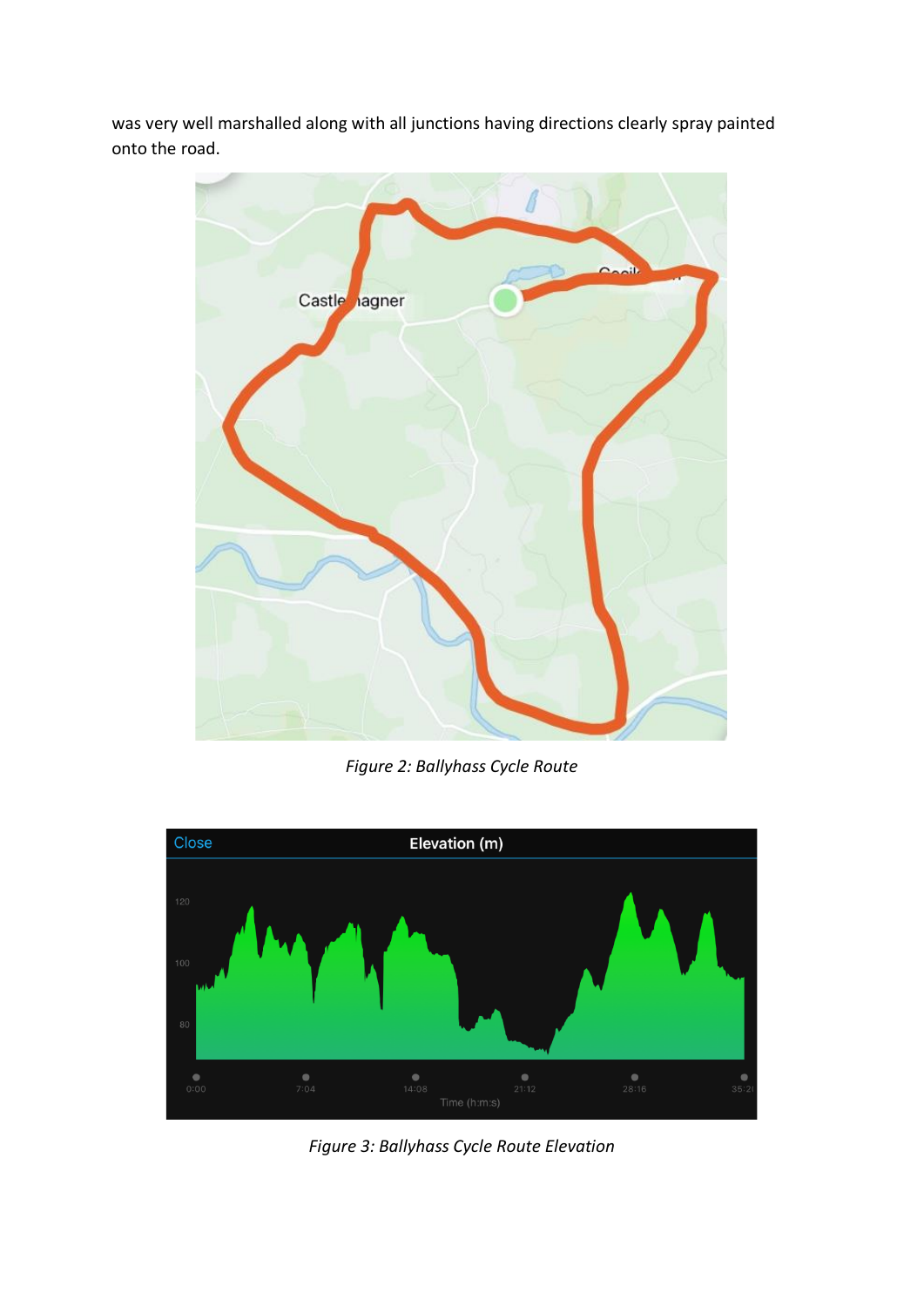was very well marshalled along with all junctions having directions clearly spray painted onto the road.

*Figure 2: Ballyhass Cycle Route*

*Figure 3: Ballyhass Cycle Route Elevation*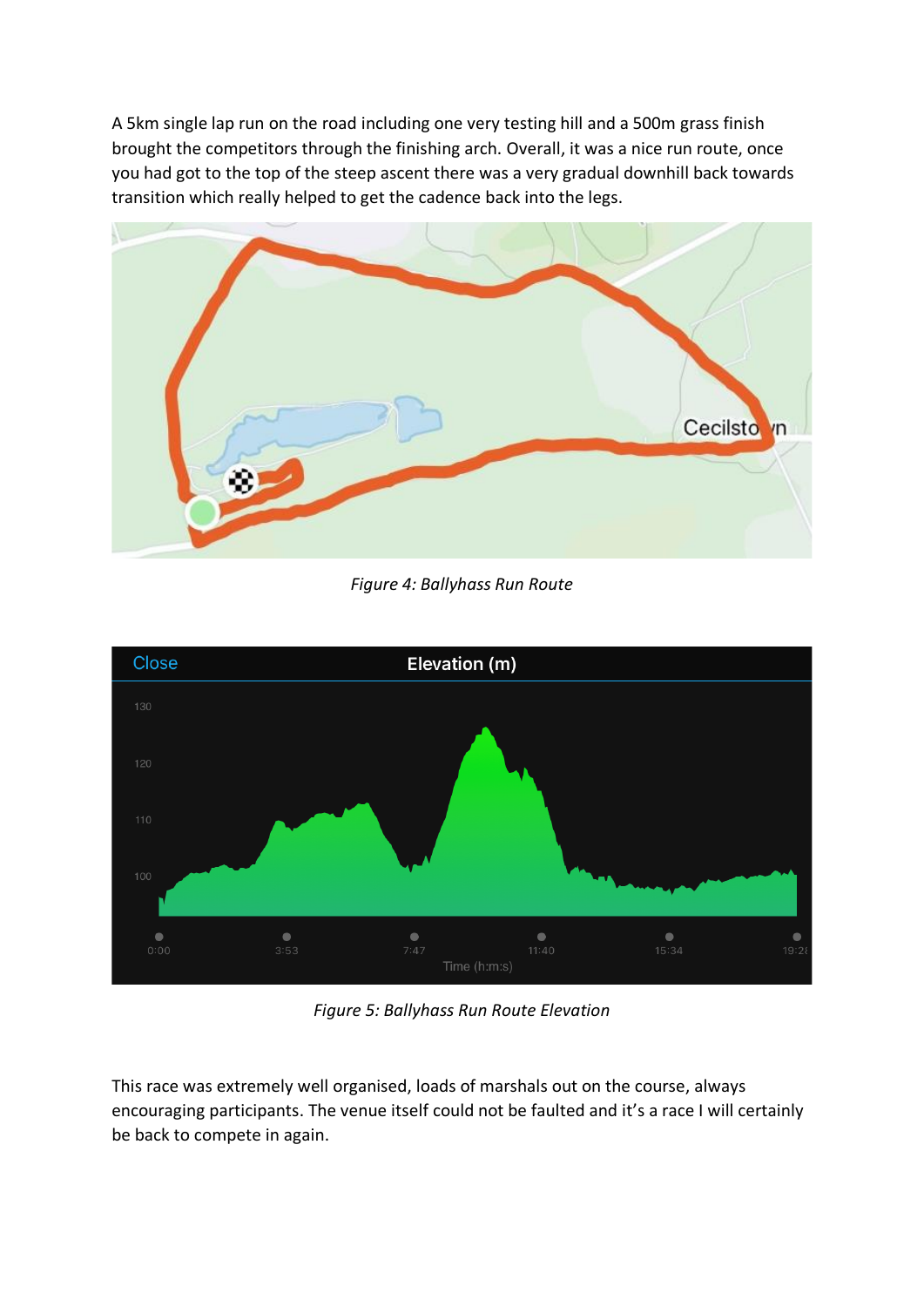A 5km single lap run on the road including one very testing hill and a 500m grass finish brought the competitors through the finishing arch. Overall, it was a nice run route, once you had got to the top of the steep ascent there was a very gradual downhill back towards transition which really helped to get the cadence back into the legs.

*Figure 4: Ballyhass Run Route*

*Figure 5: Ballyhass Run Route Elevation*

This race was extremely well organised, loads of marshals out on the course, always encouraging participants. The venue itself could not be faulted and it's a race I will certainly be back to compete in again.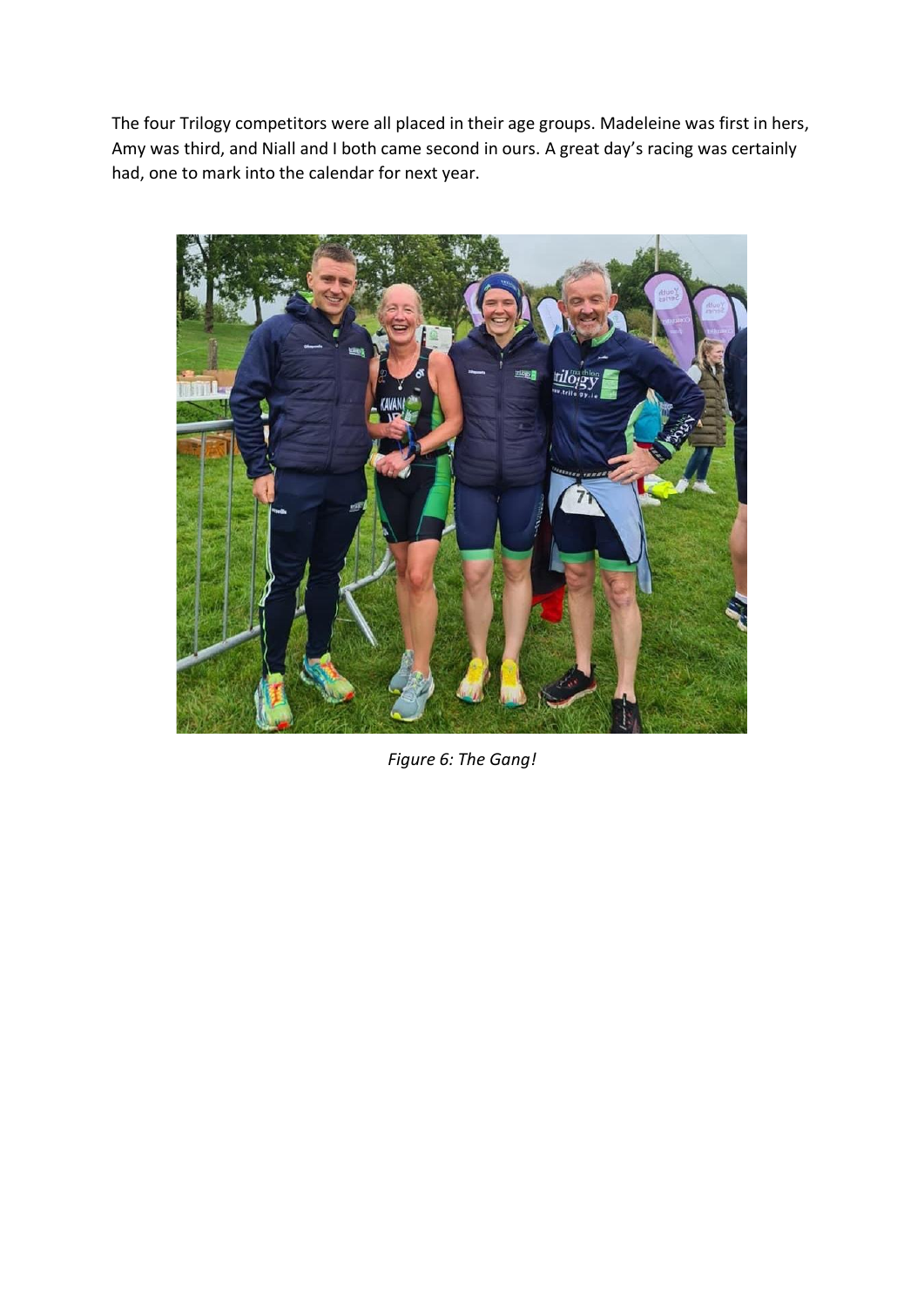The four Trilogy competitors were all placed in their age groups. Madeleine was first in hers, Amy was third, and Niall and I both came second in ours. A great day's racing was certainly had, one to mark into the calendar for next year.

*Figure 6: The Gang!*